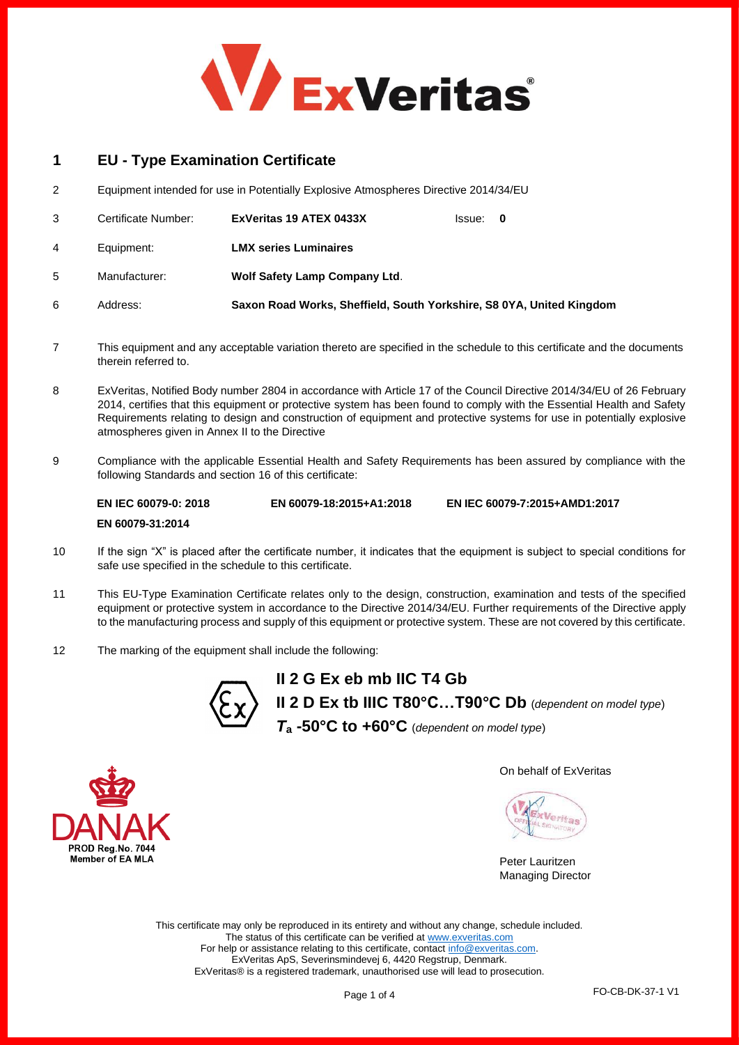# 1 EU - Type Examination Certificate

2 Equipment intended for use in Potentially Explosive Atmospheres Directive 2014/34/EU

| | | | |
|---|---|---|---|
| 3 | Certificate Number: | **ExVeritas 19 ATEX 0433X** | Issue: **0** |
| 4 | Equipment: | **LMX series Luminaires** | |
| 5 | Manufacturer: | **Wolf Safety Lamp Company Ltd**. | |
| 6 | Address: | **Saxon Road Works, Sheffield, South Yorkshire, S8 0YA, United Kingdom** | |

7 This equipment and any acceptable variation thereto are specified in the schedule to this certificate and the documents therein referred to.

8 ExVeritas, Notified Body number 2804 in accordance with Article 17 of the Council Directive 2014/34/EU of 26 February 2014, certifies that this equipment or protective system has been found to comply with the Essential Health and Safety Requirements relating to design and construction of equipment and protective systems for use in potentially explosive atmospheres given in Annex II to the Directive

9 Compliance with the applicable Essential Health and Safety Requirements has been assured by compliance with the following Standards and section 16 of this certificate:

**EN IEC 60079-0: 2018** **EN 60079-18:2015+A1:2018** **EN IEC 60079-7:2015+AMD1:2017**

**EN 60079-31:2014**

10 If the sign "X" is placed after the certificate number, it indicates that the equipment is subject to special conditions for safe use specified in the schedule to this certificate.

11 This EU-Type Examination Certificate relates only to the design, construction, examination and tests of the specified equipment or protective system in accordance to the Directive 2014/34/EU. Further requirements of the Directive apply to the manufacturing process and supply of this equipment or protective system. These are not covered by this certificate.

12 The marking of the equipment shall include the following:

**II 2 G Ex eb mb IIC T4 Gb**

**II 2 D Ex tb IIIC T80°C…T90°C Db** (*dependent on model type*)

$T_a$ **-50°C to +60°C** (*dependent on model type*)

DANAK PROD Reg.No. 7044 Member of EA MLA

On behalf of ExVeritas

Peter Lauritzen
Managing Director

This certificate may only be reproduced in its entirety and without any change, schedule included.
The status of this certificate can be verified at www.exveritas.com
For help or assistance relating to this certificate, contact info@exveritas.com.
ExVeritas ApS, Severinsmindevej 6, 4420 Regstrup, Denmark.
ExVeritas® is a registered trademark, unauthorised use will lead to prosecution.

FO-CB-DK-37-1 V1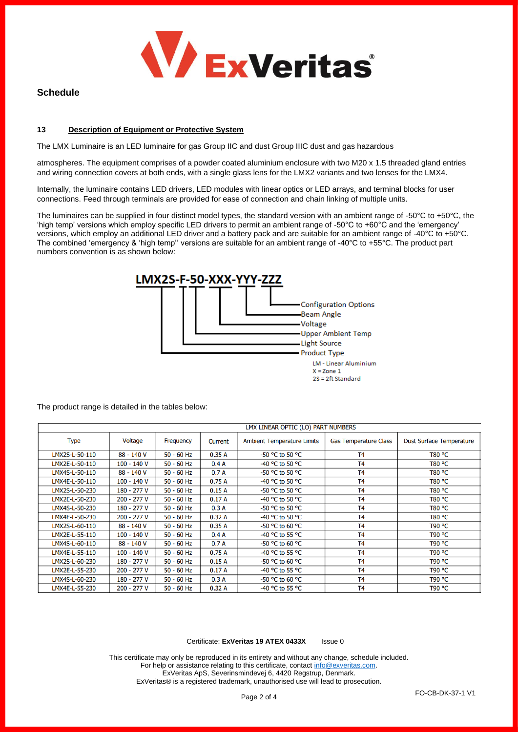## Schedule

### 13 Description of Equipment or Protective System

The LMX Luminaire is an LED luminaire for gas Group IIC and dust Group IIIC dust and gas hazardous

atmospheres. The equipment comprises of a powder coated aluminium enclosure with two M20 x 1.5 threaded gland entries and wiring connection covers at both ends, with a single glass lens for the LMX2 variants and two lenses for the LMX4.

Internally, the luminaire contains LED drivers, LED modules with linear optics or LED arrays, and terminal blocks for user connections. Feed through terminals are provided for ease of connection and chain linking of multiple units.

The luminaires can be supplied in four distinct model types, the standard version with an ambient range of -50°C to +50°C, the 'high temp' versions which employ specific LED drivers to permit an ambient range of -50°C to +60°C and the 'emergency' versions, which employ an additional LED driver and a battery pack and are suitable for an ambient range of -40°C to +50°C. The combined 'emergency & 'high temp'' versions are suitable for an ambient range of -40°C to +55°C. The product part numbers convention is as shown below:

**LMX2S-F-50-XXX-YYY-ZZZ**

- Configuration Options
- Beam Angle
- Voltage
- Upper Ambient Temp
- Light Source
- Product Type
  - LM - Linear Aluminium
  - X = Zone 1
  - 2S = 2ft Standard

The product range is detailed in the tables below:

| LMX LINEAR OPTIC (LO) PART NUMBERS | | | | | | |
|---|---|---|---|---|---|---|
| Type | Voltage | Frequency | Current | Ambient Temperature Limits | Gas Temperature Class | Dust Surface Temperature |
| LMX2S-L-50-110 | 88 - 140 V | 50 - 60 Hz | 0.35 A | -50 °C to 50 °C | T4 | T80 °C |
| LMX2E-L-50-110 | 100 - 140 V | 50 - 60 Hz | 0.4 A | -40 °C to 50 °C | T4 | T80 °C |
| LMX4S-L-50-110 | 88 - 140 V | 50 - 60 Hz | 0.7 A | -50 °C to 50 °C | T4 | T80 °C |
| LMX4E-L-50-110 | 100 - 140 V | 50 - 60 Hz | 0.75 A | -40 °C to 50 °C | T4 | T80 °C |
| LMX2S-L-50-230 | 180 - 277 V | 50 - 60 Hz | 0.15 A | -50 °C to 50 °C | T4 | T80 °C |
| LMX2E-L-50-230 | 200 - 277 V | 50 - 60 Hz | 0.17 A | -40 °C to 50 °C | T4 | T80 °C |
| LMX4S-L-50-230 | 180 - 277 V | 50 - 60 Hz | 0.3 A | -50 °C to 50 °C | T4 | T80 °C |
| LMX4E-L-50-230 | 200 - 277 V | 50 - 60 Hz | 0.32 A | -40 °C to 50 °C | T4 | T80 °C |
| LMX2S-L-60-110 | 88 - 140 V | 50 - 60 Hz | 0.35 A | -50 °C to 60 °C | T4 | T90 °C |
| LMX2E-L-55-110 | 100 - 140 V | 50 - 60 Hz | 0.4 A | -40 °C to 55 °C | T4 | T90 °C |
| LMX4S-L-60-110 | 88 - 140 V | 50 - 60 Hz | 0.7 A | -50 °C to 60 °C | T4 | T90 °C |
| LMX4E-L-55-110 | 100 - 140 V | 50 - 60 Hz | 0.75 A | -40 °C to 55 °C | T4 | T90 °C |
| LMX2S-L-60-230 | 180 - 277 V | 50 - 60 Hz | 0.15 A | -50 °C to 60 °C | T4 | T90 °C |
| LMX2E-L-55-230 | 200 - 277 V | 50 - 60 Hz | 0.17 A | -40 °C to 55 °C | T4 | T90 °C |
| LMX4S-L-60-230 | 180 - 277 V | 50 - 60 Hz | 0.3 A | -50 °C to 60 °C | T4 | T90 °C |
| LMX4E-L-55-230 | 200 - 277 V | 50 - 60 Hz | 0.32 A | -40 °C to 55 °C | T4 | T90 °C |

Certificate: **ExVeritas 19 ATEX 0433X** Issue 0

This certificate may only be reproduced in its entirety and without any change, schedule included.
For help or assistance relating to this certificate, contact info@exveritas.com.
ExVeritas ApS, Severinsmindevej 6, 4420 Regstrup, Denmark.
ExVeritas® is a registered trademark, unauthorised use will lead to prosecution.

FO-CB-DK-37-1 V1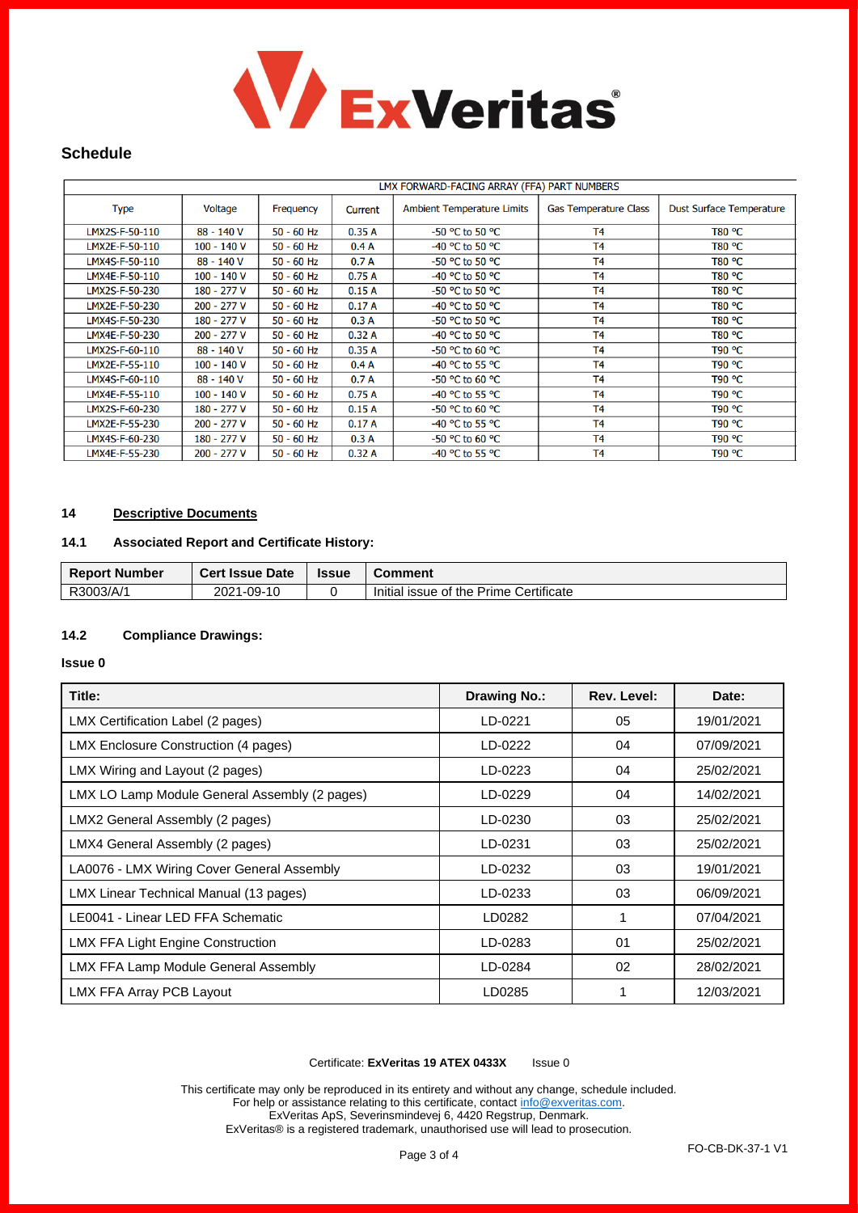## Schedule

| LMX FORWARD-FACING ARRAY (FFA) PART NUMBERS | | | | | | |
|---|---|---|---|---|---|---|
| Type | Voltage | Frequency | Current | Ambient Temperature Limits | Gas Temperature Class | Dust Surface Temperature |
| LMX2S-F-50-110 | 88 - 140 V | 50 - 60 Hz | 0.35 A | -50 °C to 50 °C | T4 | T80 °C |
| LMX2E-F-50-110 | 100 - 140 V | 50 - 60 Hz | 0.4 A | -40 °C to 50 °C | T4 | T80 °C |
| LMX4S-F-50-110 | 88 - 140 V | 50 - 60 Hz | 0.7 A | -50 °C to 50 °C | T4 | T80 °C |
| LMX4E-F-50-110 | 100 - 140 V | 50 - 60 Hz | 0.75 A | -40 °C to 50 °C | T4 | T80 °C |
| LMX2S-F-50-230 | 180 - 277 V | 50 - 60 Hz | 0.15 A | -50 °C to 50 °C | T4 | T80 °C |
| LMX2E-F-50-230 | 200 - 277 V | 50 - 60 Hz | 0.17 A | -40 °C to 50 °C | T4 | T80 °C |
| LMX4S-F-50-230 | 180 - 277 V | 50 - 60 Hz | 0.3 A | -50 °C to 50 °C | T4 | T80 °C |
| LMX4E-F-50-230 | 200 - 277 V | 50 - 60 Hz | 0.32 A | -40 °C to 50 °C | T4 | T80 °C |
| LMX2S-F-60-110 | 88 - 140 V | 50 - 60 Hz | 0.35 A | -50 °C to 60 °C | T4 | T90 °C |
| LMX2E-F-55-110 | 100 - 140 V | 50 - 60 Hz | 0.4 A | -40 °C to 55 °C | T4 | T90 °C |
| LMX4S-F-60-110 | 88 - 140 V | 50 - 60 Hz | 0.7 A | -50 °C to 60 °C | T4 | T90 °C |
| LMX4E-F-55-110 | 100 - 140 V | 50 - 60 Hz | 0.75 A | -40 °C to 55 °C | T4 | T90 °C |
| LMX2S-F-60-230 | 180 - 277 V | 50 - 60 Hz | 0.15 A | -50 °C to 60 °C | T4 | T90 °C |
| LMX2E-F-55-230 | 200 - 277 V | 50 - 60 Hz | 0.17 A | -40 °C to 55 °C | T4 | T90 °C |
| LMX4S-F-60-230 | 180 - 277 V | 50 - 60 Hz | 0.3 A | -50 °C to 60 °C | T4 | T90 °C |
| LMX4E-F-55-230 | 200 - 277 V | 50 - 60 Hz | 0.32 A | -40 °C to 55 °C | T4 | T90 °C |

## 14 Descriptive Documents

### 14.1 Associated Report and Certificate History:

| Report Number | Cert Issue Date | Issue | Comment |
|---|---|---|---|
| R3003/A/1 | 2021-09-10 | 0 | Initial issue of the Prime Certificate |

### 14.2 Compliance Drawings:

**Issue 0**

| Title: | Drawing No.: | Rev. Level: | Date: |
|---|---|---|---|
| LMX Certification Label (2 pages) | LD-0221 | 05 | 19/01/2021 |
| LMX Enclosure Construction (4 pages) | LD-0222 | 04 | 07/09/2021 |
| LMX Wiring and Layout (2 pages) | LD-0223 | 04 | 25/02/2021 |
| LMX LO Lamp Module General Assembly (2 pages) | LD-0229 | 04 | 14/02/2021 |
| LMX2 General Assembly (2 pages) | LD-0230 | 03 | 25/02/2021 |
| LMX4 General Assembly (2 pages) | LD-0231 | 03 | 25/02/2021 |
| LA0076 - LMX Wiring Cover General Assembly | LD-0232 | 03 | 19/01/2021 |
| LMX Linear Technical Manual (13 pages) | LD-0233 | 03 | 06/09/2021 |
| LE0041 - Linear LED FFA Schematic | LD0282 | 1 | 07/04/2021 |
| LMX FFA Light Engine Construction | LD-0283 | 01 | 25/02/2021 |
| LMX FFA Lamp Module General Assembly | LD-0284 | 02 | 28/02/2021 |
| LMX FFA Array PCB Layout | LD0285 | 1 | 12/03/2021 |

Certificate: **ExVeritas 19 ATEX 0433X** Issue 0

This certificate may only be reproduced in its entirety and without any change, schedule included.
For help or assistance relating to this certificate, contact info@exveritas.com.
ExVeritas ApS, Severinsmindevej 6, 4420 Regstrup, Denmark.
ExVeritas® is a registered trademark, unauthorised use will lead to prosecution.

FO-CB-DK-37-1 V1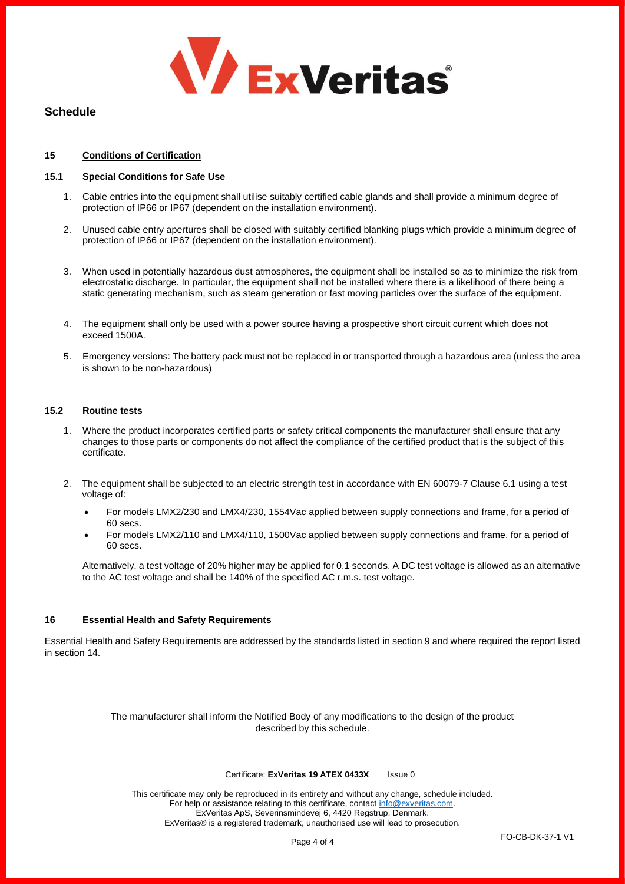## Schedule

### 15 Conditions of Certification

#### 15.1 Special Conditions for Safe Use

1. Cable entries into the equipment shall utilise suitably certified cable glands and shall provide a minimum degree of protection of IP66 or IP67 (dependent on the installation environment).
2. Unused cable entry apertures shall be closed with suitably certified blanking plugs which provide a minimum degree of protection of IP66 or IP67 (dependent on the installation environment).
3. When used in potentially hazardous dust atmospheres, the equipment shall be installed so as to minimize the risk from electrostatic discharge. In particular, the equipment shall not be installed where there is a likelihood of there being a static generating mechanism, such as steam generation or fast moving particles over the surface of the equipment.
4. The equipment shall only be used with a power source having a prospective short circuit current which does not exceed 1500A.
5. Emergency versions: The battery pack must not be replaced in or transported through a hazardous area (unless the area is shown to be non-hazardous)

#### 15.2 Routine tests

1. Where the product incorporates certified parts or safety critical components the manufacturer shall ensure that any changes to those parts or components do not affect the compliance of the certified product that is the subject of this certificate.
2. The equipment shall be subjected to an electric strength test in accordance with EN 60079-7 Clause 6.1 using a test voltage of:
   - For models LMX2/230 and LMX4/230, 1554Vac applied between supply connections and frame, for a period of 60 secs.
   - For models LMX2/110 and LMX4/110, 1500Vac applied between supply connections and frame, for a period of 60 secs.

   Alternatively, a test voltage of 20% higher may be applied for 0.1 seconds. A DC test voltage is allowed as an alternative to the AC test voltage and shall be 140% of the specified AC r.m.s. test voltage.

### 16 Essential Health and Safety Requirements

Essential Health and Safety Requirements are addressed by the standards listed in section 9 and where required the report listed in section 14.

The manufacturer shall inform the Notified Body of any modifications to the design of the product described by this schedule.

Certificate: **ExVeritas 19 ATEX 0433X** Issue 0

This certificate may only be reproduced in its entirety and without any change, schedule included.
For help or assistance relating to this certificate, contact info@exveritas.com.
ExVeritas ApS, Severinsmindevej 6, 4420 Regstrup, Denmark.
ExVeritas® is a registered trademark, unauthorised use will lead to prosecution.

FO-CB-DK-37-1 V1